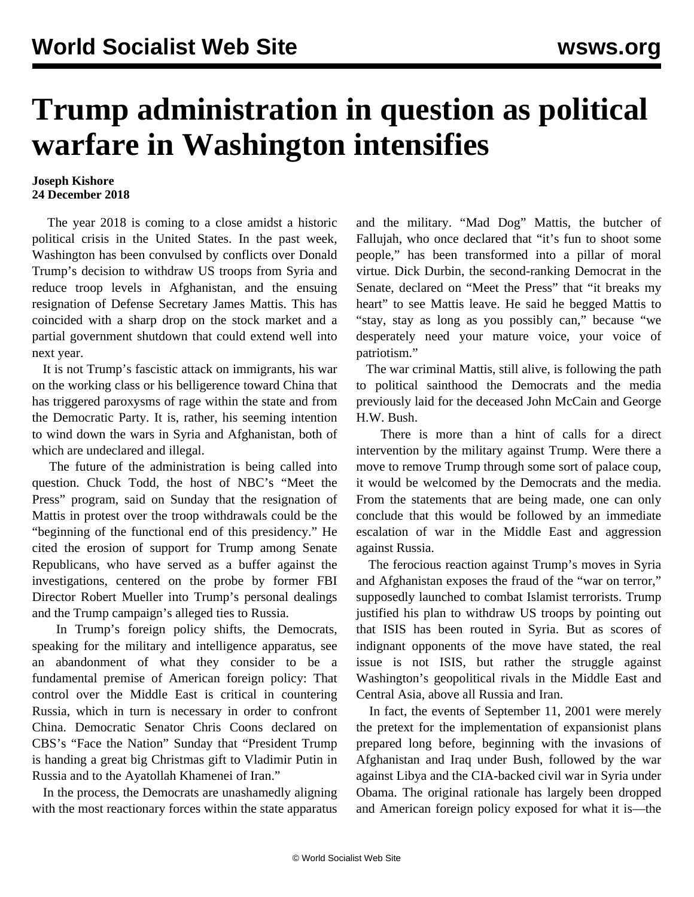# Trump administration in question as political warfare in Washington intensifies

**Joseph Kishore**
**24 December 2018**

The year 2018 is coming to a close amidst a historic political crisis in the United States. In the past week, Washington has been convulsed by conflicts over Donald Trump's decision to withdraw US troops from Syria and reduce troop levels in Afghanistan, and the ensuing resignation of Defense Secretary James Mattis. This has coincided with a sharp drop on the stock market and a partial government shutdown that could extend well into next year.

It is not Trump's fascistic attack on immigrants, his war on the working class or his belligerence toward China that has triggered paroxysms of rage within the state and from the Democratic Party. It is, rather, his seeming intention to wind down the wars in Syria and Afghanistan, both of which are undeclared and illegal.

The future of the administration is being called into question. Chuck Todd, the host of NBC's "Meet the Press" program, said on Sunday that the resignation of Mattis in protest over the troop withdrawals could be the "beginning of the functional end of this presidency." He cited the erosion of support for Trump among Senate Republicans, who have served as a buffer against the investigations, centered on the probe by former FBI Director Robert Mueller into Trump's personal dealings and the Trump campaign's alleged ties to Russia.

In Trump's foreign policy shifts, the Democrats, speaking for the military and intelligence apparatus, see an abandonment of what they consider to be a fundamental premise of American foreign policy: That control over the Middle East is critical in countering Russia, which in turn is necessary in order to confront China. Democratic Senator Chris Coons declared on CBS's "Face the Nation" Sunday that "President Trump is handing a great big Christmas gift to Vladimir Putin in Russia and to the Ayatollah Khamenei of Iran."

In the process, the Democrats are unashamedly aligning with the most reactionary forces within the state apparatus and the military. "Mad Dog" Mattis, the butcher of Fallujah, who once declared that "it's fun to shoot some people," has been transformed into a pillar of moral virtue. Dick Durbin, the second-ranking Democrat in the Senate, declared on "Meet the Press" that "it breaks my heart" to see Mattis leave. He said he begged Mattis to "stay, stay as long as you possibly can," because "we desperately need your mature voice, your voice of patriotism."

The war criminal Mattis, still alive, is following the path to political sainthood the Democrats and the media previously laid for the deceased John McCain and George H.W. Bush.

There is more than a hint of calls for a direct intervention by the military against Trump. Were there a move to remove Trump through some sort of palace coup, it would be welcomed by the Democrats and the media. From the statements that are being made, one can only conclude that this would be followed by an immediate escalation of war in the Middle East and aggression against Russia.

The ferocious reaction against Trump's moves in Syria and Afghanistan exposes the fraud of the "war on terror," supposedly launched to combat Islamist terrorists. Trump justified his plan to withdraw US troops by pointing out that ISIS has been routed in Syria. But as scores of indignant opponents of the move have stated, the real issue is not ISIS, but rather the struggle against Washington's geopolitical rivals in the Middle East and Central Asia, above all Russia and Iran.

In fact, the events of September 11, 2001 were merely the pretext for the implementation of expansionist plans prepared long before, beginning with the invasions of Afghanistan and Iraq under Bush, followed by the war against Libya and the CIA-backed civil war in Syria under Obama. The original rationale has largely been dropped and American foreign policy exposed for what it is—the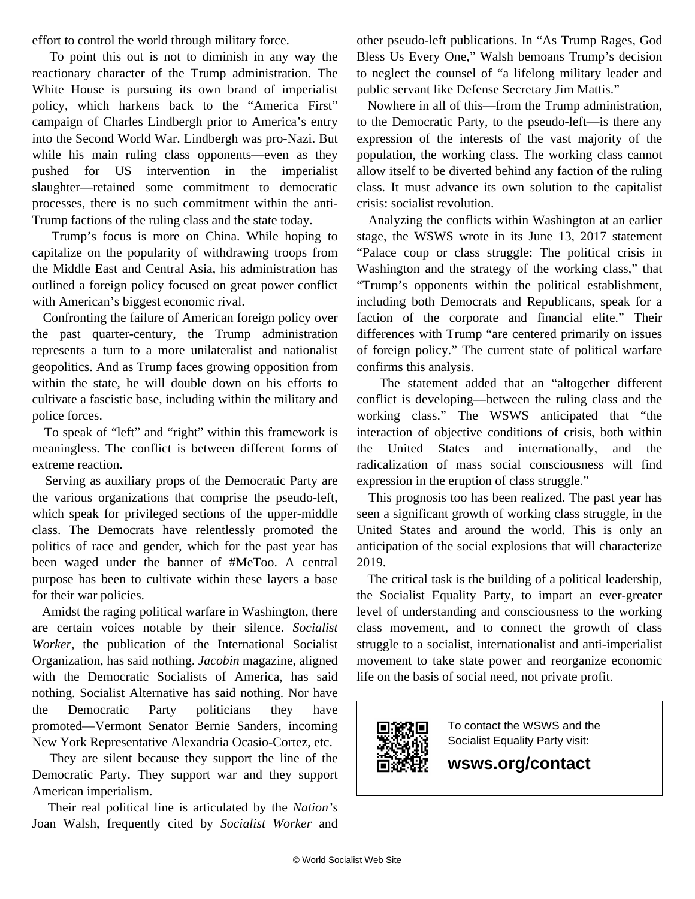effort to control the world through military force.

To point this out is not to diminish in any way the reactionary character of the Trump administration. The White House is pursuing its own brand of imperialist policy, which harkens back to the "America First" campaign of Charles Lindbergh prior to America's entry into the Second World War. Lindbergh was pro-Nazi. But while his main ruling class opponents—even as they pushed for US intervention in the imperialist slaughter—retained some commitment to democratic processes, there is no such commitment within the anti-Trump factions of the ruling class and the state today.

Trump's focus is more on China. While hoping to capitalize on the popularity of withdrawing troops from the Middle East and Central Asia, his administration has outlined a foreign policy focused on great power conflict with American's biggest economic rival.

Confronting the failure of American foreign policy over the past quarter-century, the Trump administration represents a turn to a more unilateralist and nationalist geopolitics. And as Trump faces growing opposition from within the state, he will double down on his efforts to cultivate a fascistic base, including within the military and police forces.

To speak of "left" and "right" within this framework is meaningless. The conflict is between different forms of extreme reaction.

Serving as auxiliary props of the Democratic Party are the various organizations that comprise the pseudo-left, which speak for privileged sections of the upper-middle class. The Democrats have relentlessly promoted the politics of race and gender, which for the past year has been waged under the banner of #MeToo. A central purpose has been to cultivate within these layers a base for their war policies.

Amidst the raging political warfare in Washington, there are certain voices notable by their silence. *Socialist Worker*, the publication of the International Socialist Organization, has said nothing. *Jacobin* magazine, aligned with the Democratic Socialists of America, has said nothing. Socialist Alternative has said nothing. Nor have the Democratic Party politicians they have promoted—Vermont Senator Bernie Sanders, incoming New York Representative Alexandria Ocasio-Cortez, etc.

They are silent because they support the line of the Democratic Party. They support war and they support American imperialism.

Their real political line is articulated by the *Nation's* Joan Walsh, frequently cited by *Socialist Worker* and other pseudo-left publications. In "As Trump Rages, God Bless Us Every One," Walsh bemoans Trump's decision to neglect the counsel of "a lifelong military leader and public servant like Defense Secretary Jim Mattis."

Nowhere in all of this—from the Trump administration, to the Democratic Party, to the pseudo-left—is there any expression of the interests of the vast majority of the population, the working class. The working class cannot allow itself to be diverted behind any faction of the ruling class. It must advance its own solution to the capitalist crisis: socialist revolution.

Analyzing the conflicts within Washington at an earlier stage, the WSWS wrote in its June 13, 2017 statement "Palace coup or class struggle: The political crisis in Washington and the strategy of the working class," that "Trump's opponents within the political establishment, including both Democrats and Republicans, speak for a faction of the corporate and financial elite." Their differences with Trump "are centered primarily on issues of foreign policy." The current state of political warfare confirms this analysis.

The statement added that an "altogether different conflict is developing—between the ruling class and the working class." The WSWS anticipated that "the interaction of objective conditions of crisis, both within the United States and internationally, and the radicalization of mass social consciousness will find expression in the eruption of class struggle."

This prognosis too has been realized. The past year has seen a significant growth of working class struggle, in the United States and around the world. This is only an anticipation of the social explosions that will characterize 2019.

The critical task is the building of a political leadership, the Socialist Equality Party, to impart an ever-greater level of understanding and consciousness to the working class movement, and to connect the growth of class struggle to a socialist, internationalist and anti-imperialist movement to take state power and reorganize economic life on the basis of social need, not private profit.

To contact the WSWS and the Socialist Equality Party visit:

**wsws.org/contact**